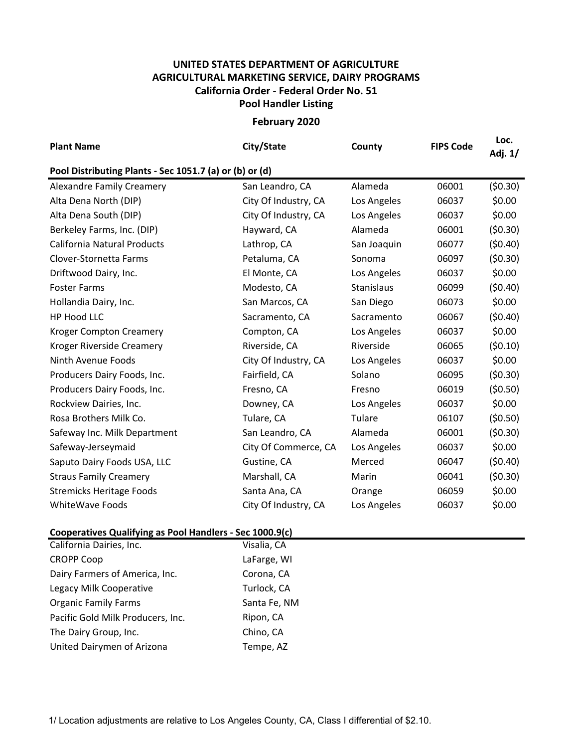**UNITED STATES DEPARTMENT OF AGRICULTURE**
**AGRICULTURAL MARKETING SERVICE, DAIRY PROGRAMS**
**California Order - Federal Order No. 51**
**Pool Handler Listing**

**February 2020**

| Plant Name | City/State | County | FIPS Code | Loc. Adj. 1/ |
|---|---|---|---|---|
| **Pool Distributing Plants - Sec 1051.7 (a) or (b) or (d)** | | | | |
| Alexandre Family Creamery | San Leandro, CA | Alameda | 06001 | ($0.30) |
| Alta Dena North (DIP) | City Of Industry, CA | Los Angeles | 06037 | $0.00 |
| Alta Dena South (DIP) | City Of Industry, CA | Los Angeles | 06037 | $0.00 |
| Berkeley Farms, Inc. (DIP) | Hayward, CA | Alameda | 06001 | ($0.30) |
| California Natural Products | Lathrop, CA | San Joaquin | 06077 | ($0.40) |
| Clover-Stornetta Farms | Petaluma, CA | Sonoma | 06097 | ($0.30) |
| Driftwood Dairy, Inc. | El Monte, CA | Los Angeles | 06037 | $0.00 |
| Foster Farms | Modesto, CA | Stanislaus | 06099 | ($0.40) |
| Hollandia Dairy, Inc. | San Marcos, CA | San Diego | 06073 | $0.00 |
| HP Hood LLC | Sacramento, CA | Sacramento | 06067 | ($0.40) |
| Kroger Compton Creamery | Compton, CA | Los Angeles | 06037 | $0.00 |
| Kroger Riverside Creamery | Riverside, CA | Riverside | 06065 | ($0.10) |
| Ninth Avenue Foods | City Of Industry, CA | Los Angeles | 06037 | $0.00 |
| Producers Dairy Foods, Inc. | Fairfield, CA | Solano | 06095 | ($0.30) |
| Producers Dairy Foods, Inc. | Fresno, CA | Fresno | 06019 | ($0.50) |
| Rockview Dairies, Inc. | Downey, CA | Los Angeles | 06037 | $0.00 |
| Rosa Brothers Milk Co. | Tulare, CA | Tulare | 06107 | ($0.50) |
| Safeway Inc. Milk Department | San Leandro, CA | Alameda | 06001 | ($0.30) |
| Safeway-Jerseymaid | City Of Commerce, CA | Los Angeles | 06037 | $0.00 |
| Saputo Dairy Foods USA, LLC | Gustine, CA | Merced | 06047 | ($0.40) |
| Straus Family Creamery | Marshall, CA | Marin | 06041 | ($0.30) |
| Stremicks Heritage Foods | Santa Ana, CA | Orange | 06059 | $0.00 |
| WhiteWave Foods | City Of Industry, CA | Los Angeles | 06037 | $0.00 |
| **Cooperatives Qualifying as Pool Handlers - Sec 1000.9(c)** | | | | |
| California Dairies, Inc. | Visalia, CA | | | |
| CROPP Coop | LaFarge, WI | | | |
| Dairy Farmers of America, Inc. | Corona, CA | | | |
| Legacy Milk Cooperative | Turlock, CA | | | |
| Organic Family Farms | Santa Fe, NM | | | |
| Pacific Gold Milk Producers, Inc. | Ripon, CA | | | |
| The Dairy Group, Inc. | Chino, CA | | | |
| United Dairymen of Arizona | Tempe, AZ | | | |

1/ Location adjustments are relative to Los Angeles County, CA, Class I differential of $2.10.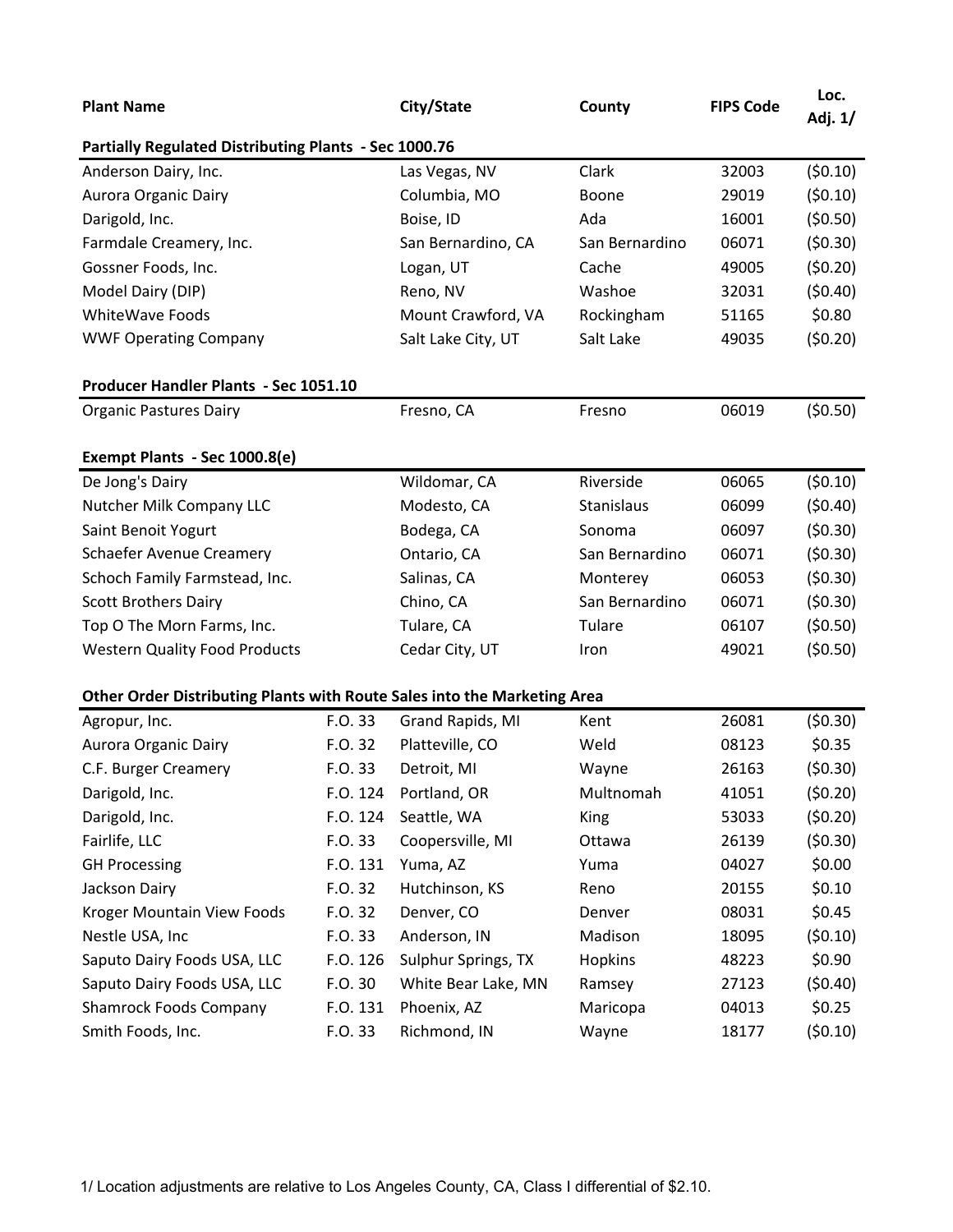| Plant Name | | City/State | County | FIPS Code | Loc. Adj. 1/ |
|---|---|---|---|---|---|
| **Partially Regulated Distributing Plants - Sec 1000.76** | | | | | |
| Anderson Dairy, Inc. | | Las Vegas, NV | Clark | 32003 | ($0.10) |
| Aurora Organic Dairy | | Columbia, MO | Boone | 29019 | ($0.10) |
| Darigold, Inc. | | Boise, ID | Ada | 16001 | ($0.50) |
| Farmdale Creamery, Inc. | | San Bernardino, CA | San Bernardino | 06071 | ($0.30) |
| Gossner Foods, Inc. | | Logan, UT | Cache | 49005 | ($0.20) |
| Model Dairy (DIP) | | Reno, NV | Washoe | 32031 | ($0.40) |
| WhiteWave Foods | | Mount Crawford, VA | Rockingham | 51165 | $0.80 |
| WWF Operating Company | | Salt Lake City, UT | Salt Lake | 49035 | ($0.20) |
| **Producer Handler Plants - Sec 1051.10** | | | | | |
| Organic Pastures Dairy | | Fresno, CA | Fresno | 06019 | ($0.50) |
| **Exempt Plants - Sec 1000.8(e)** | | | | | |
| De Jong's Dairy | | Wildomar, CA | Riverside | 06065 | ($0.10) |
| Nutcher Milk Company LLC | | Modesto, CA | Stanislaus | 06099 | ($0.40) |
| Saint Benoit Yogurt | | Bodega, CA | Sonoma | 06097 | ($0.30) |
| Schaefer Avenue Creamery | | Ontario, CA | San Bernardino | 06071 | ($0.30) |
| Schoch Family Farmstead, Inc. | | Salinas, CA | Monterey | 06053 | ($0.30) |
| Scott Brothers Dairy | | Chino, CA | San Bernardino | 06071 | ($0.30) |
| Top O The Morn Farms, Inc. | | Tulare, CA | Tulare | 06107 | ($0.50) |
| Western Quality Food Products | | Cedar City, UT | Iron | 49021 | ($0.50) |
| **Other Order Distributing Plants with Route Sales into the Marketing Area** | | | | | |
| Agropur, Inc. | F.O. 33 | Grand Rapids, MI | Kent | 26081 | ($0.30) |
| Aurora Organic Dairy | F.O. 32 | Platteville, CO | Weld | 08123 | $0.35 |
| C.F. Burger Creamery | F.O. 33 | Detroit, MI | Wayne | 26163 | ($0.30) |
| Darigold, Inc. | F.O. 124 | Portland, OR | Multnomah | 41051 | ($0.20) |
| Darigold, Inc. | F.O. 124 | Seattle, WA | King | 53033 | ($0.20) |
| Fairlife, LLC | F.O. 33 | Coopersville, MI | Ottawa | 26139 | ($0.30) |
| GH Processing | F.O. 131 | Yuma, AZ | Yuma | 04027 | $0.00 |
| Jackson Dairy | F.O. 32 | Hutchinson, KS | Reno | 20155 | $0.10 |
| Kroger Mountain View Foods | F.O. 32 | Denver, CO | Denver | 08031 | $0.45 |
| Nestle USA, Inc | F.O. 33 | Anderson, IN | Madison | 18095 | ($0.10) |
| Saputo Dairy Foods USA, LLC | F.O. 126 | Sulphur Springs, TX | Hopkins | 48223 | $0.90 |
| Saputo Dairy Foods USA, LLC | F.O. 30 | White Bear Lake, MN | Ramsey | 27123 | ($0.40) |
| Shamrock Foods Company | F.O. 131 | Phoenix, AZ | Maricopa | 04013 | $0.25 |
| Smith Foods, Inc. | F.O. 33 | Richmond, IN | Wayne | 18177 | ($0.10) |

1/ Location adjustments are relative to Los Angeles County, CA, Class I differential of $2.10.